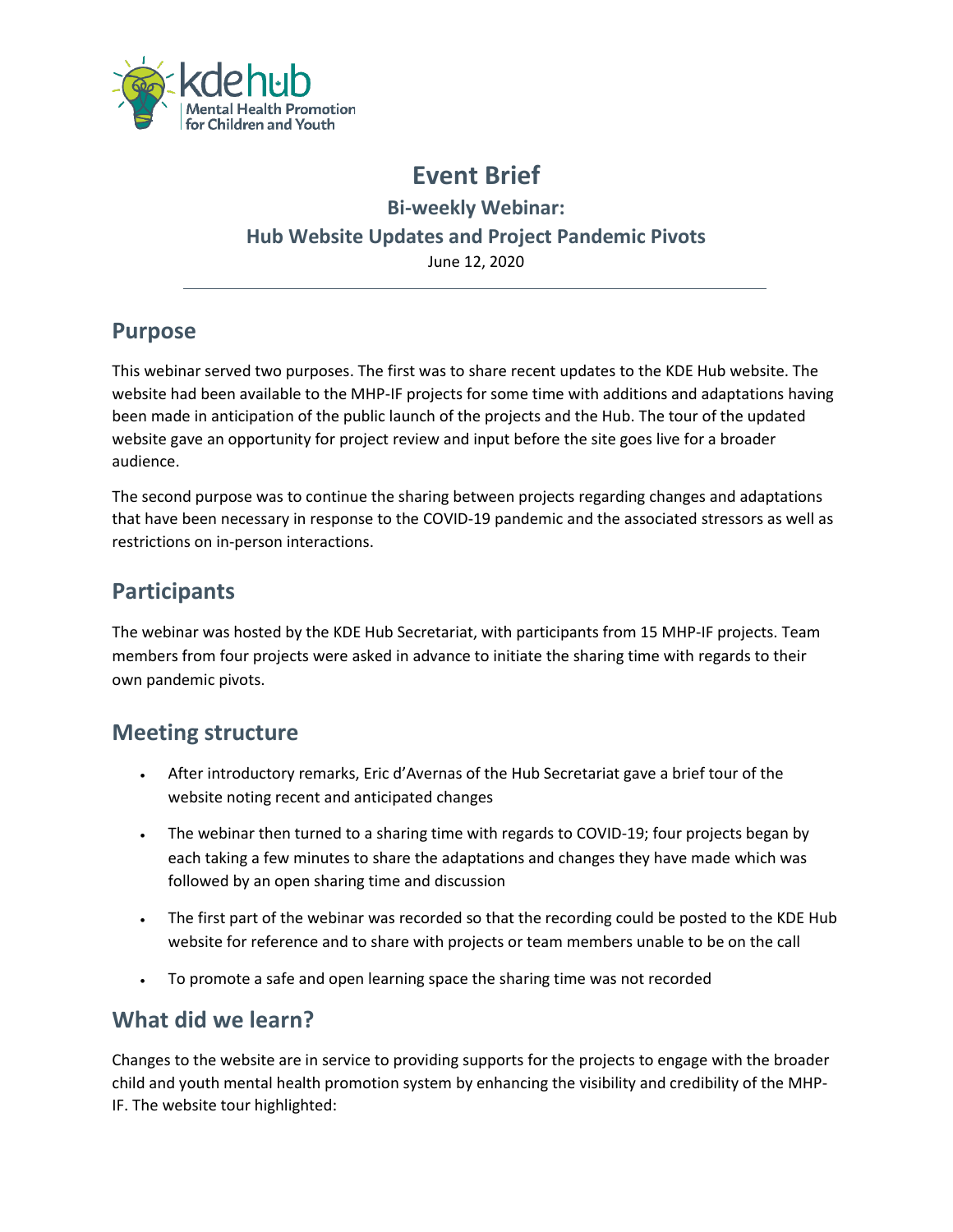# Event Brief

## Bi-weekly Webinar:
## Hub Website Updates and Project Pandemic Pivots

June 12, 2020

---

## Purpose

This webinar served two purposes. The first was to share recent updates to the KDE Hub website. The website had been available to the MHP-IF projects for some time with additions and adaptations having been made in anticipation of the public launch of the projects and the Hub. The tour of the updated website gave an opportunity for project review and input before the site goes live for a broader audience.

The second purpose was to continue the sharing between projects regarding changes and adaptations that have been necessary in response to the COVID-19 pandemic and the associated stressors as well as restrictions on in-person interactions.

## Participants

The webinar was hosted by the KDE Hub Secretariat, with participants from 15 MHP-IF projects. Team members from four projects were asked in advance to initiate the sharing time with regards to their own pandemic pivots.

## Meeting structure

- After introductory remarks, Eric d'Avernas of the Hub Secretariat gave a brief tour of the website noting recent and anticipated changes
- The webinar then turned to a sharing time with regards to COVID-19; four projects began by each taking a few minutes to share the adaptations and changes they have made which was followed by an open sharing time and discussion
- The first part of the webinar was recorded so that the recording could be posted to the KDE Hub website for reference and to share with projects or team members unable to be on the call
- To promote a safe and open learning space the sharing time was not recorded

## What did we learn?

Changes to the website are in service to providing supports for the projects to engage with the broader child and youth mental health promotion system by enhancing the visibility and credibility of the MHP-IF. The website tour highlighted: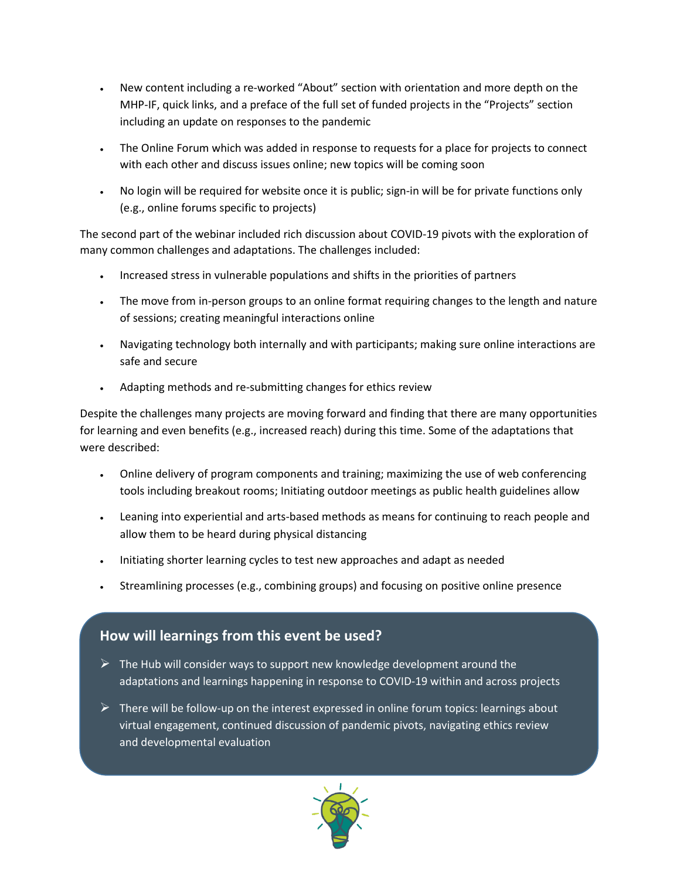- New content including a re-worked "About" section with orientation and more depth on the MHP-IF, quick links, and a preface of the full set of funded projects in the "Projects" section including an update on responses to the pandemic
- The Online Forum which was added in response to requests for a place for projects to connect with each other and discuss issues online; new topics will be coming soon
- No login will be required for website once it is public; sign-in will be for private functions only (e.g., online forums specific to projects)

The second part of the webinar included rich discussion about COVID-19 pivots with the exploration of many common challenges and adaptations. The challenges included:

- Increased stress in vulnerable populations and shifts in the priorities of partners
- The move from in-person groups to an online format requiring changes to the length and nature of sessions; creating meaningful interactions online
- Navigating technology both internally and with participants; making sure online interactions are safe and secure
- Adapting methods and re-submitting changes for ethics review

Despite the challenges many projects are moving forward and finding that there are many opportunities for learning and even benefits (e.g., increased reach) during this time. Some of the adaptations that were described:

- Online delivery of program components and training; maximizing the use of web conferencing tools including breakout rooms; Initiating outdoor meetings as public health guidelines allow
- Leaning into experiential and arts-based methods as means for continuing to reach people and allow them to be heard during physical distancing
- Initiating shorter learning cycles to test new approaches and adapt as needed
- Streamlining processes (e.g., combining groups) and focusing on positive online presence

## How will learnings from this event be used?

- The Hub will consider ways to support new knowledge development around the adaptations and learnings happening in response to COVID-19 within and across projects
- There will be follow-up on the interest expressed in online forum topics: learnings about virtual engagement, continued discussion of pandemic pivots, navigating ethics review and developmental evaluation